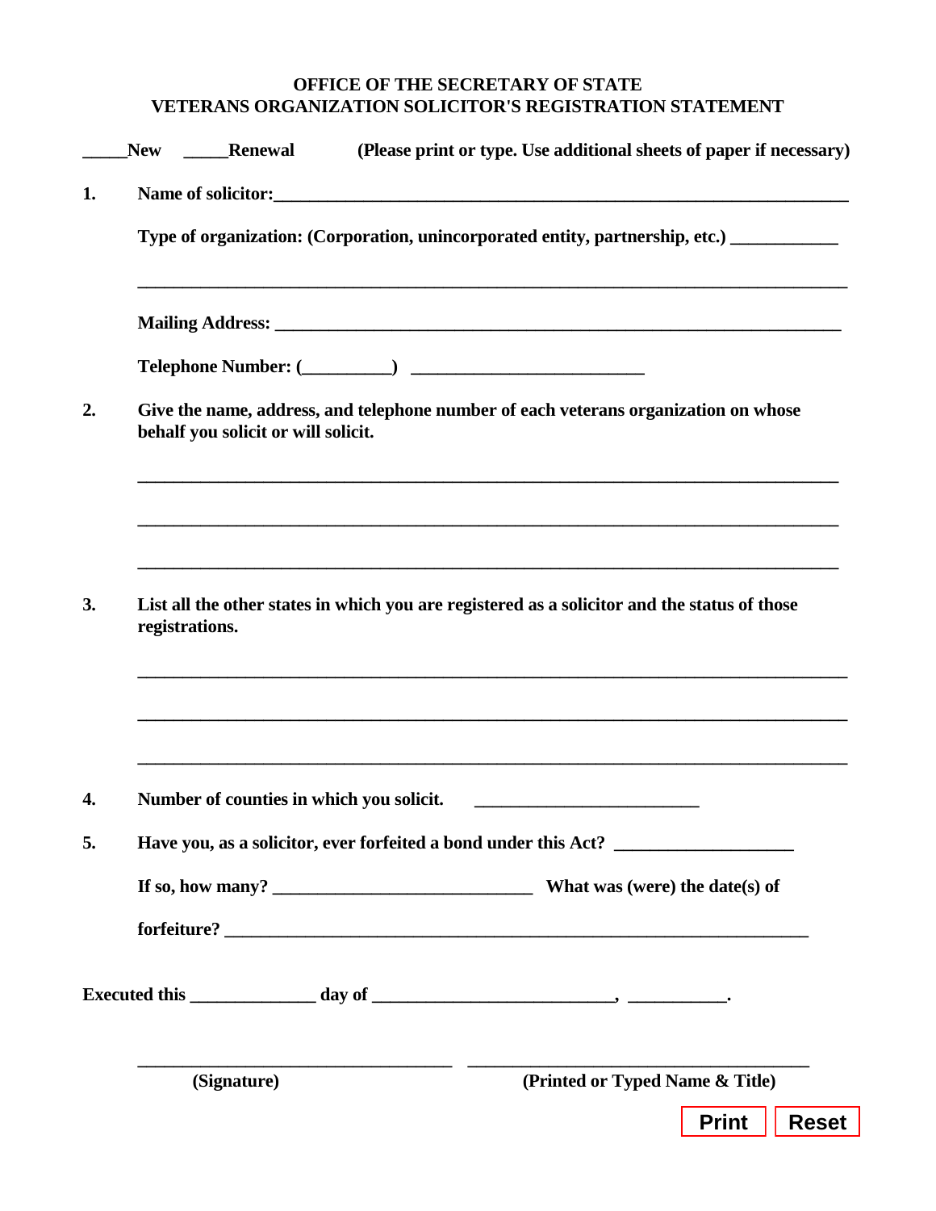**OFFICE OF THE SECRETARY OF STATE**
**VETERANS ORGANIZATION SOLICITOR'S REGISTRATION STATEMENT**

**_____New _____Renewal (Please print or type. Use additional sheets of paper if necessary)**

**1. Name of solicitor:**_________________________________________________________________

**Type of organization: (Corporation, unincorporated entity, partnership, etc.)** ___________

_______________________________________________________________________________

**Mailing Address:** _____________________________________________________________

**Telephone Number: (__________)** __________________________

**2. Give the name, address, and telephone number of each veterans organization on whose behalf you solicit or will solicit.**

_______________________________________________________________________________

_______________________________________________________________________________

_______________________________________________________________________________

**3. List all the other states in which you are registered as a solicitor and the status of those registrations.**

_______________________________________________________________________________

_______________________________________________________________________________

_______________________________________________________________________________

**4. Number of counties in which you solicit.** _________________________

**5. Have you, as a solicitor, ever forfeited a bond under this Act?** ____________________

**If so, how many?** _____________________________ **What was (were) the date(s) of forfeiture?** _________________________________________________________________

**Executed this** ______________ **day of** __________________________, ___________.

___________________________________ ___________________________________
**(Signature)** **(Printed or Typed Name & Title)**

Print Reset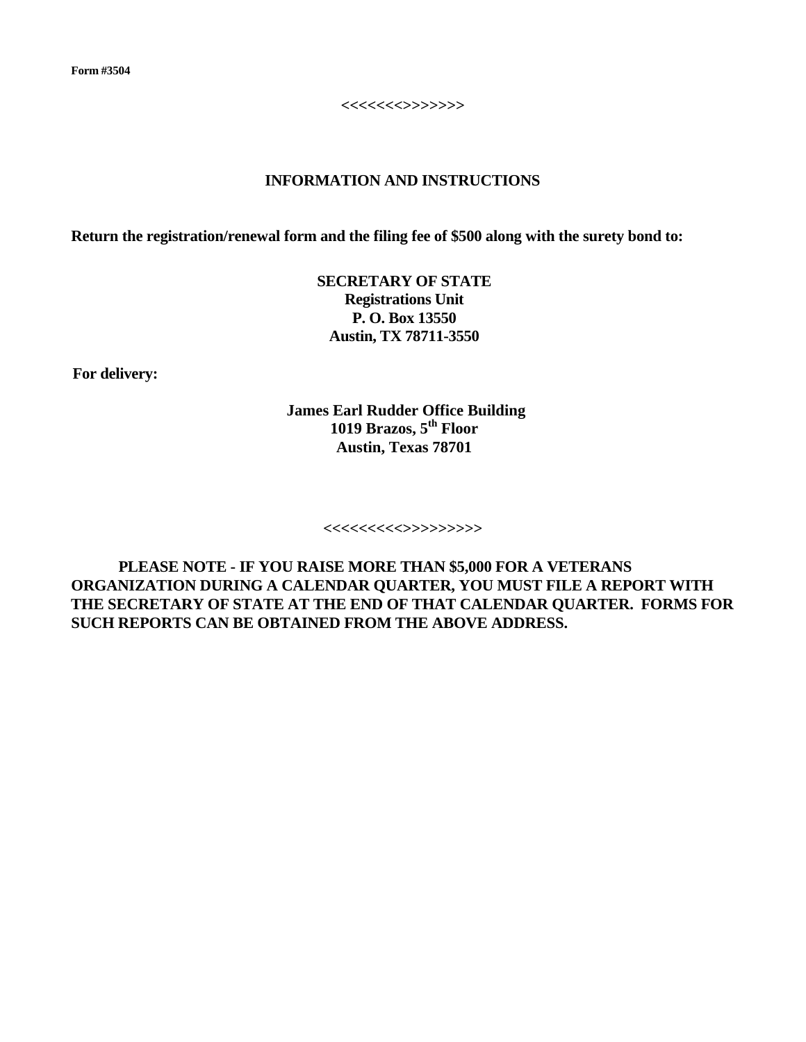**Form #3504**

<<<<<<<>>>>>>>

## INFORMATION AND INSTRUCTIONS

**Return the registration/renewal form and the filing fee of $500 along with the surety bond to:**

**SECRETARY OF STATE**
**Registrations Unit**
**P. O. Box 13550**
**Austin, TX 78711-3550**

**For delivery:**

**James Earl Rudder Office Building**
**1019 Brazos, 5th Floor**
**Austin, Texas 78701**

<<<<<<<<<>>>>>>>>>

**PLEASE NOTE - IF YOU RAISE MORE THAN $5,000 FOR A VETERANS ORGANIZATION DURING A CALENDAR QUARTER, YOU MUST FILE A REPORT WITH THE SECRETARY OF STATE AT THE END OF THAT CALENDAR QUARTER. FORMS FOR SUCH REPORTS CAN BE OBTAINED FROM THE ABOVE ADDRESS.**